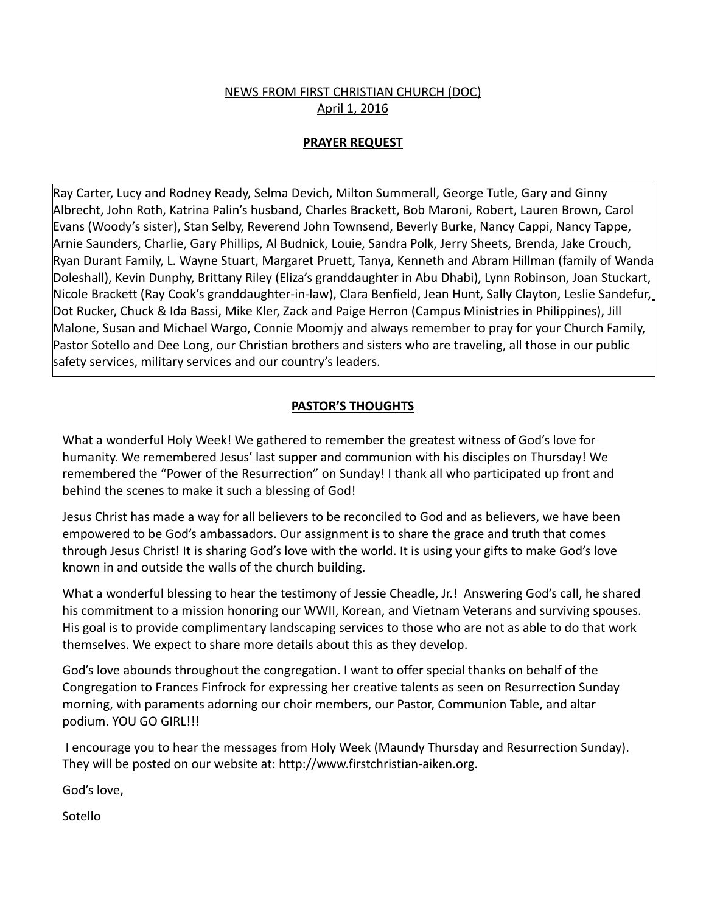NEWS FROM FIRST CHRISTIAN CHURCH (DOC)
April 1, 2016

## PRAYER REQUEST

Ray Carter, Lucy and Rodney Ready, Selma Devich, Milton Summerall, George Tutle, Gary and Ginny Albrecht, John Roth, Katrina Palin's husband, Charles Brackett, Bob Maroni, Robert, Lauren Brown, Carol Evans (Woody's sister), Stan Selby, Reverend John Townsend, Beverly Burke, Nancy Cappi, Nancy Tappe, Arnie Saunders, Charlie, Gary Phillips, Al Budnick, Louie, Sandra Polk, Jerry Sheets, Brenda, Jake Crouch, Ryan Durant Family, L. Wayne Stuart, Margaret Pruett, Tanya, Kenneth and Abram Hillman (family of Wanda Doleshall), Kevin Dunphy, Brittany Riley (Eliza's granddaughter in Abu Dhabi), Lynn Robinson, Joan Stuckart, Nicole Brackett (Ray Cook's granddaughter-in-law), Clara Benfield, Jean Hunt, Sally Clayton, Leslie Sandefur, Dot Rucker, Chuck & Ida Bassi, Mike Kler, Zack and Paige Herron (Campus Ministries in Philippines), Jill Malone, Susan and Michael Wargo, Connie Moomjy and always remember to pray for your Church Family, Pastor Sotello and Dee Long, our Christian brothers and sisters who are traveling, all those in our public safety services, military services and our country's leaders.

## PASTOR'S THOUGHTS

What a wonderful Holy Week! We gathered to remember the greatest witness of God's love for humanity. We remembered Jesus' last supper and communion with his disciples on Thursday! We remembered the "Power of the Resurrection" on Sunday! I thank all who participated up front and behind the scenes to make it such a blessing of God!

Jesus Christ has made a way for all believers to be reconciled to God and as believers, we have been empowered to be God's ambassadors. Our assignment is to share the grace and truth that comes through Jesus Christ! It is sharing God's love with the world. It is using your gifts to make God's love known in and outside the walls of the church building.

What a wonderful blessing to hear the testimony of Jessie Cheadle, Jr.! Answering God's call, he shared his commitment to a mission honoring our WWII, Korean, and Vietnam Veterans and surviving spouses. His goal is to provide complimentary landscaping services to those who are not as able to do that work themselves. We expect to share more details about this as they develop.

God's love abounds throughout the congregation. I want to offer special thanks on behalf of the Congregation to Frances Finfrock for expressing her creative talents as seen on Resurrection Sunday morning, with paraments adorning our choir members, our Pastor, Communion Table, and altar podium. YOU GO GIRL!!!

I encourage you to hear the messages from Holy Week (Maundy Thursday and Resurrection Sunday). They will be posted on our website at: http://www.firstchristian-aiken.org.

God's love,

Sotello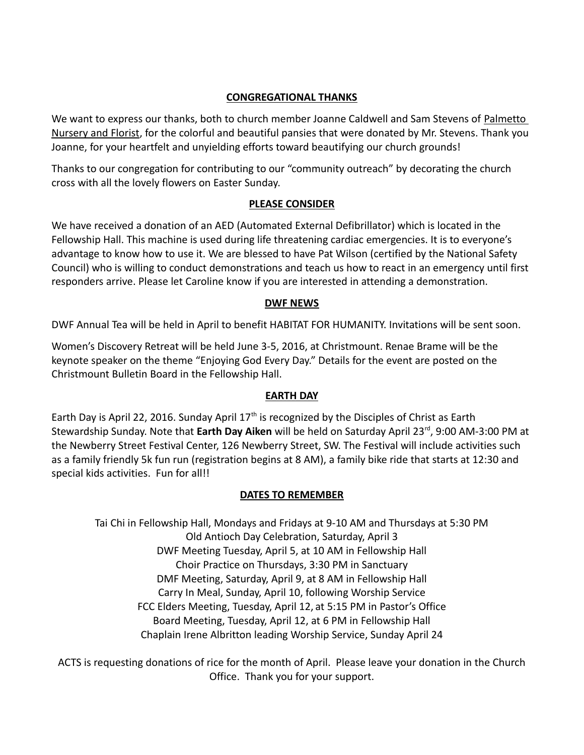## CONGREGATIONAL THANKS

We want to express our thanks, both to church member Joanne Caldwell and Sam Stevens of Palmetto Nursery and Florist, for the colorful and beautiful pansies that were donated by Mr. Stevens. Thank you Joanne, for your heartfelt and unyielding efforts toward beautifying our church grounds!

Thanks to our congregation for contributing to our "community outreach" by decorating the church cross with all the lovely flowers on Easter Sunday.

## PLEASE CONSIDER

We have received a donation of an AED (Automated External Defibrillator) which is located in the Fellowship Hall. This machine is used during life threatening cardiac emergencies. It is to everyone's advantage to know how to use it. We are blessed to have Pat Wilson (certified by the National Safety Council) who is willing to conduct demonstrations and teach us how to react in an emergency until first responders arrive. Please let Caroline know if you are interested in attending a demonstration.

## DWF NEWS

DWF Annual Tea will be held in April to benefit HABITAT FOR HUMANITY. Invitations will be sent soon.

Women's Discovery Retreat will be held June 3-5, 2016, at Christmount. Renae Brame will be the keynote speaker on the theme "Enjoying God Every Day." Details for the event are posted on the Christmount Bulletin Board in the Fellowship Hall.

## EARTH DAY

Earth Day is April 22, 2016. Sunday April 17th is recognized by the Disciples of Christ as Earth Stewardship Sunday. Note that **Earth Day Aiken** will be held on Saturday April 23rd, 9:00 AM-3:00 PM at the Newberry Street Festival Center, 126 Newberry Street, SW. The Festival will include activities such as a family friendly 5k fun run (registration begins at 8 AM), a family bike ride that starts at 12:30 and special kids activities. Fun for all!!

## DATES TO REMEMBER

Tai Chi in Fellowship Hall, Mondays and Fridays at 9-10 AM and Thursdays at 5:30 PM
Old Antioch Day Celebration, Saturday, April 3
DWF Meeting Tuesday, April 5, at 10 AM in Fellowship Hall
Choir Practice on Thursdays, 3:30 PM in Sanctuary
DMF Meeting, Saturday, April 9, at 8 AM in Fellowship Hall
Carry In Meal, Sunday, April 10, following Worship Service
FCC Elders Meeting, Tuesday, April 12, at 5:15 PM in Pastor's Office
Board Meeting, Tuesday, April 12, at 6 PM in Fellowship Hall
Chaplain Irene Albritton leading Worship Service, Sunday April 24

ACTS is requesting donations of rice for the month of April. Please leave your donation in the Church Office. Thank you for your support.